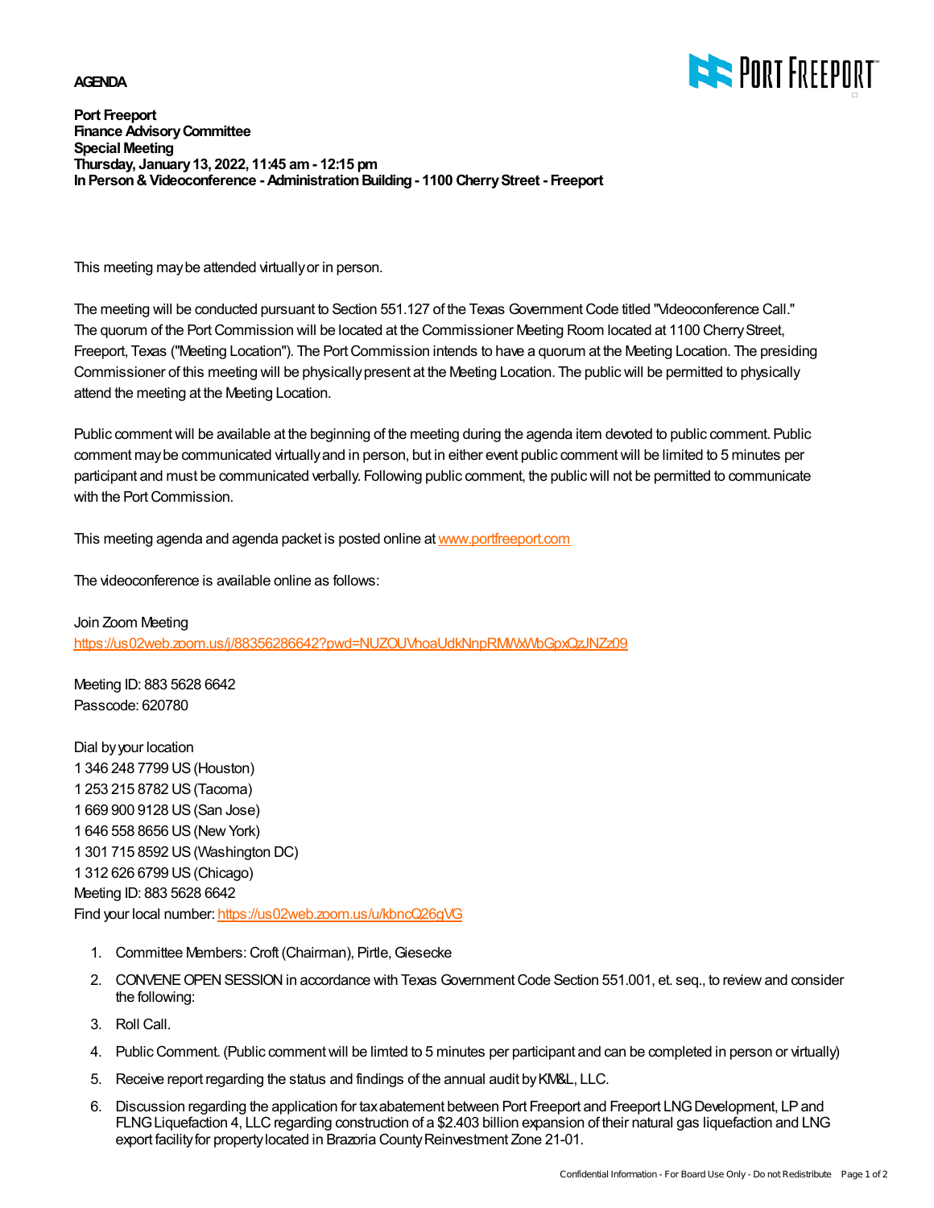**AGENDA**

**Port Freeport**
**Finance Advisory Committee**
**Special Meeting**
**Thursday, January 13, 2022, 11:45 am - 12:15 pm**
**In Person & Videoconference - Administration Building - 1100 Cherry Street - Freeport**

This meeting may be attended virtually or in person.

The meeting will be conducted pursuant to Section 551.127 of the Texas Government Code titled "Videoconference Call." The quorum of the Port Commission will be located at the Commissioner Meeting Room located at 1100 Cherry Street, Freeport, Texas ("Meeting Location"). The Port Commission intends to have a quorum at the Meeting Location. The presiding Commissioner of this meeting will be physically present at the Meeting Location. The public will be permitted to physically attend the meeting at the Meeting Location.

Public comment will be available at the beginning of the meeting during the agenda item devoted to public comment. Public comment may be communicated virtually and in person, but in either event public comment will be limited to 5 minutes per participant and must be communicated verbally. Following public comment, the public will not be permitted to communicate with the Port Commission.

This meeting agenda and agenda packet is posted online at www.portfreeport.com

The videoconference is available online as follows:

Join Zoom Meeting
https://us02web.zoom.us/j/88356286642?pwd=NUZOUVhoaUdkNnpRMWxWbGpxQzJNZz09

Meeting ID: 883 5628 6642
Passcode: 620780

Dial by your location
1 346 248 7799 US (Houston)
1 253 215 8782 US (Tacoma)
1 669 900 9128 US (San Jose)
1 646 558 8656 US (New York)
1 301 715 8592 US (Washington DC)
1 312 626 6799 US (Chicago)
Meeting ID: 883 5628 6642
Find your local number: https://us02web.zoom.us/u/kbncQ26gVG

1. Committee Members: Croft (Chairman), Pirtle, Giesecke
2. CONVENE OPEN SESSION in accordance with Texas Government Code Section 551.001, et. seq., to review and consider the following:
3. Roll Call.
4. Public Comment. (Public comment will be limted to 5 minutes per participant and can be completed in person or virtually)
5. Receive report regarding the status and findings of the annual audit by KM&L, LLC.
6. Discussion regarding the application for tax abatement between Port Freeport and Freeport LNG Development, LP and FLNG Liquefaction 4, LLC regarding construction of a $2.403 billion expansion of their natural gas liquefaction and LNG export facility for property located in Brazoria County Reinvestment Zone 21-01.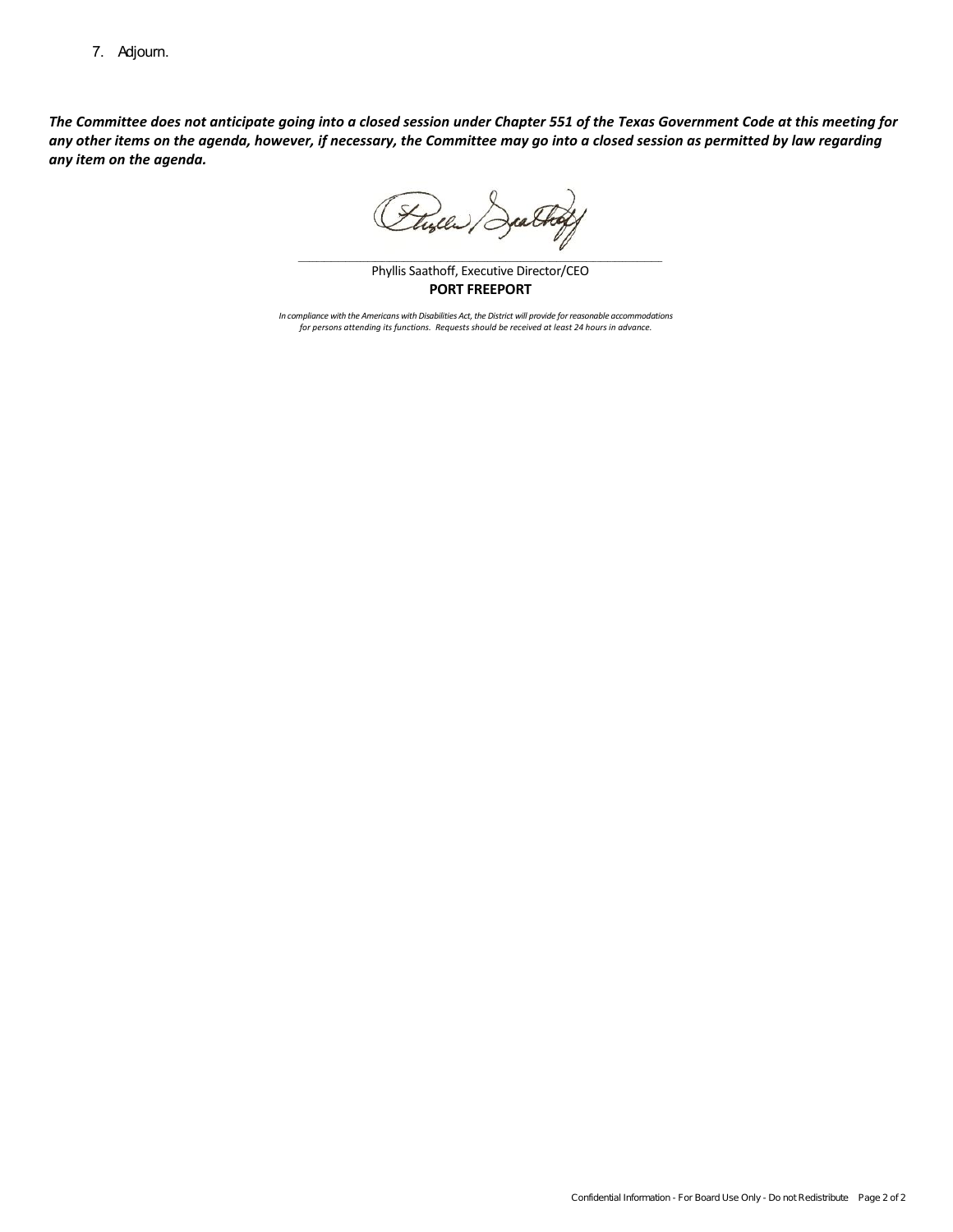7. Adjourn.

***The Committee does not anticipate going into a closed session under Chapter 551 of the Texas Government Code at this meeting for any other items on the agenda, however, if necessary, the Committee may go into a closed session as permitted by law regarding any item on the agenda.***

Phyllis Saathoff, Executive Director/CEO
**PORT FREEPORT**

*In compliance with the Americans with Disabilities Act, the District will provide for reasonable accommodations for persons attending its functions. Requests should be received at least 24 hours in advance.*

Confidential Information - For Board Use Only - Do not Redistribute